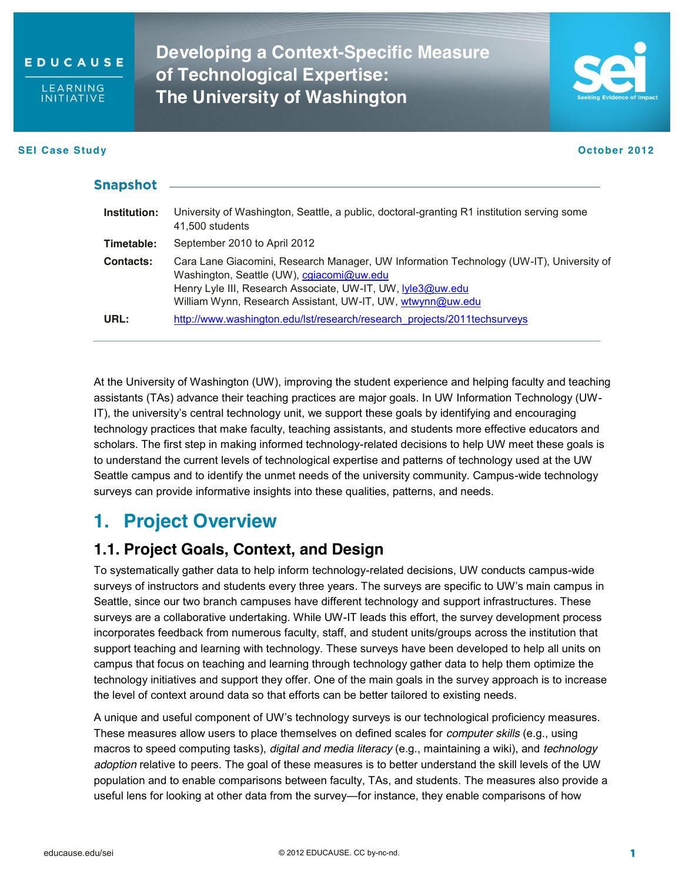EDUCAUSE LEARNING INITIATIVE

# Developing a Context-Specific Measure of Technological Expertise: The University of Washington

**SEI Case Study** — October 2012

## Snapshot

| | |
|---|---|
| **Institution:** | University of Washington, Seattle, a public, doctoral-granting R1 institution serving some 41,500 students |
| **Timetable:** | September 2010 to April 2012 |
| **Contacts:** | Cara Lane Giacomini, Research Manager, UW Information Technology (UW-IT), University of Washington, Seattle (UW), cgiacomi@uw.edu<br>Henry Lyle III, Research Associate, UW-IT, UW, lyle3@uw.edu<br>William Wynn, Research Assistant, UW-IT, UW, wtwynn@uw.edu |
| **URL:** | http://www.washington.edu/lst/research/research_projects/2011techsurveys |

At the University of Washington (UW), improving the student experience and helping faculty and teaching assistants (TAs) advance their teaching practices are major goals. In UW Information Technology (UW-IT), the university's central technology unit, we support these goals by identifying and encouraging technology practices that make faculty, teaching assistants, and students more effective educators and scholars. The first step in making informed technology-related decisions to help UW meet these goals is to understand the current levels of technological expertise and patterns of technology used at the UW Seattle campus and to identify the unmet needs of the university community. Campus-wide technology surveys can provide informative insights into these qualities, patterns, and needs.

# 1. Project Overview

## 1.1. Project Goals, Context, and Design

To systematically gather data to help inform technology-related decisions, UW conducts campus-wide surveys of instructors and students every three years. The surveys are specific to UW's main campus in Seattle, since our two branch campuses have different technology and support infrastructures. These surveys are a collaborative undertaking. While UW-IT leads this effort, the survey development process incorporates feedback from numerous faculty, staff, and student units/groups across the institution that support teaching and learning with technology. These surveys have been developed to help all units on campus that focus on teaching and learning through technology gather data to help them optimize the technology initiatives and support they offer. One of the main goals in the survey approach is to increase the level of context around data so that efforts can be better tailored to existing needs.

A unique and useful component of UW's technology surveys is our technological proficiency measures. These measures allow users to place themselves on defined scales for *computer skills* (e.g., using macros to speed computing tasks), *digital and media literacy* (e.g., maintaining a wiki), and *technology adoption* relative to peers. The goal of these measures is to better understand the skill levels of the UW population and to enable comparisons between faculty, TAs, and students. The measures also provide a useful lens for looking at other data from the survey—for instance, they enable comparisons of how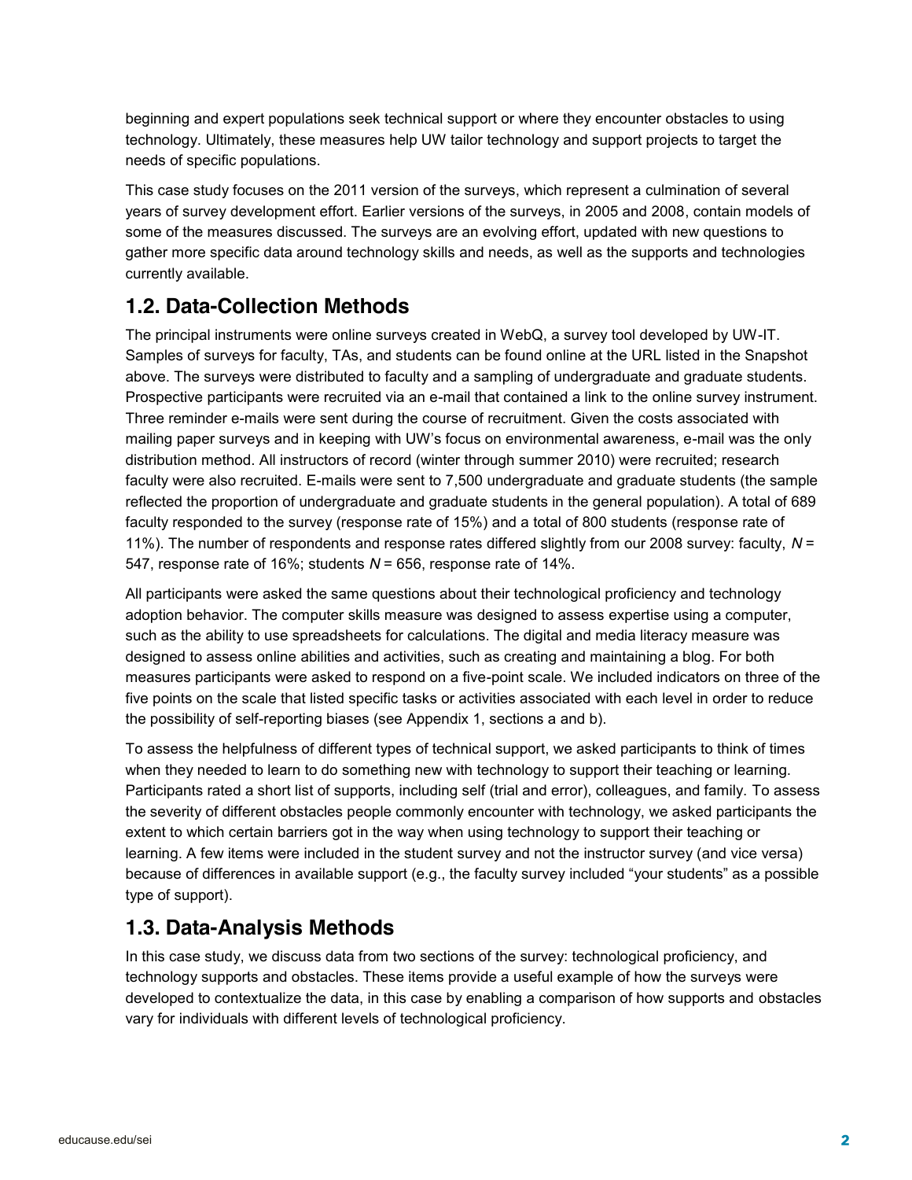beginning and expert populations seek technical support or where they encounter obstacles to using technology. Ultimately, these measures help UW tailor technology and support projects to target the needs of specific populations.

This case study focuses on the 2011 version of the surveys, which represent a culmination of several years of survey development effort. Earlier versions of the surveys, in 2005 and 2008, contain models of some of the measures discussed. The surveys are an evolving effort, updated with new questions to gather more specific data around technology skills and needs, as well as the supports and technologies currently available.

## 1.2. Data-Collection Methods

The principal instruments were online surveys created in WebQ, a survey tool developed by UW-IT. Samples of surveys for faculty, TAs, and students can be found online at the URL listed in the Snapshot above. The surveys were distributed to faculty and a sampling of undergraduate and graduate students. Prospective participants were recruited via an e-mail that contained a link to the online survey instrument. Three reminder e-mails were sent during the course of recruitment. Given the costs associated with mailing paper surveys and in keeping with UW's focus on environmental awareness, e-mail was the only distribution method. All instructors of record (winter through summer 2010) were recruited; research faculty were also recruited. E-mails were sent to 7,500 undergraduate and graduate students (the sample reflected the proportion of undergraduate and graduate students in the general population). A total of 689 faculty responded to the survey (response rate of 15%) and a total of 800 students (response rate of 11%). The number of respondents and response rates differed slightly from our 2008 survey: faculty, $N$ = 547, response rate of 16%; students $N$ = 656, response rate of 14%.

All participants were asked the same questions about their technological proficiency and technology adoption behavior. The computer skills measure was designed to assess expertise using a computer, such as the ability to use spreadsheets for calculations. The digital and media literacy measure was designed to assess online abilities and activities, such as creating and maintaining a blog. For both measures participants were asked to respond on a five-point scale. We included indicators on three of the five points on the scale that listed specific tasks or activities associated with each level in order to reduce the possibility of self-reporting biases (see Appendix 1, sections a and b).

To assess the helpfulness of different types of technical support, we asked participants to think of times when they needed to learn to do something new with technology to support their teaching or learning. Participants rated a short list of supports, including self (trial and error), colleagues, and family. To assess the severity of different obstacles people commonly encounter with technology, we asked participants the extent to which certain barriers got in the way when using technology to support their teaching or learning. A few items were included in the student survey and not the instructor survey (and vice versa) because of differences in available support (e.g., the faculty survey included "your students" as a possible type of support).

## 1.3. Data-Analysis Methods

In this case study, we discuss data from two sections of the survey: technological proficiency, and technology supports and obstacles. These items provide a useful example of how the surveys were developed to contextualize the data, in this case by enabling a comparison of how supports and obstacles vary for individuals with different levels of technological proficiency.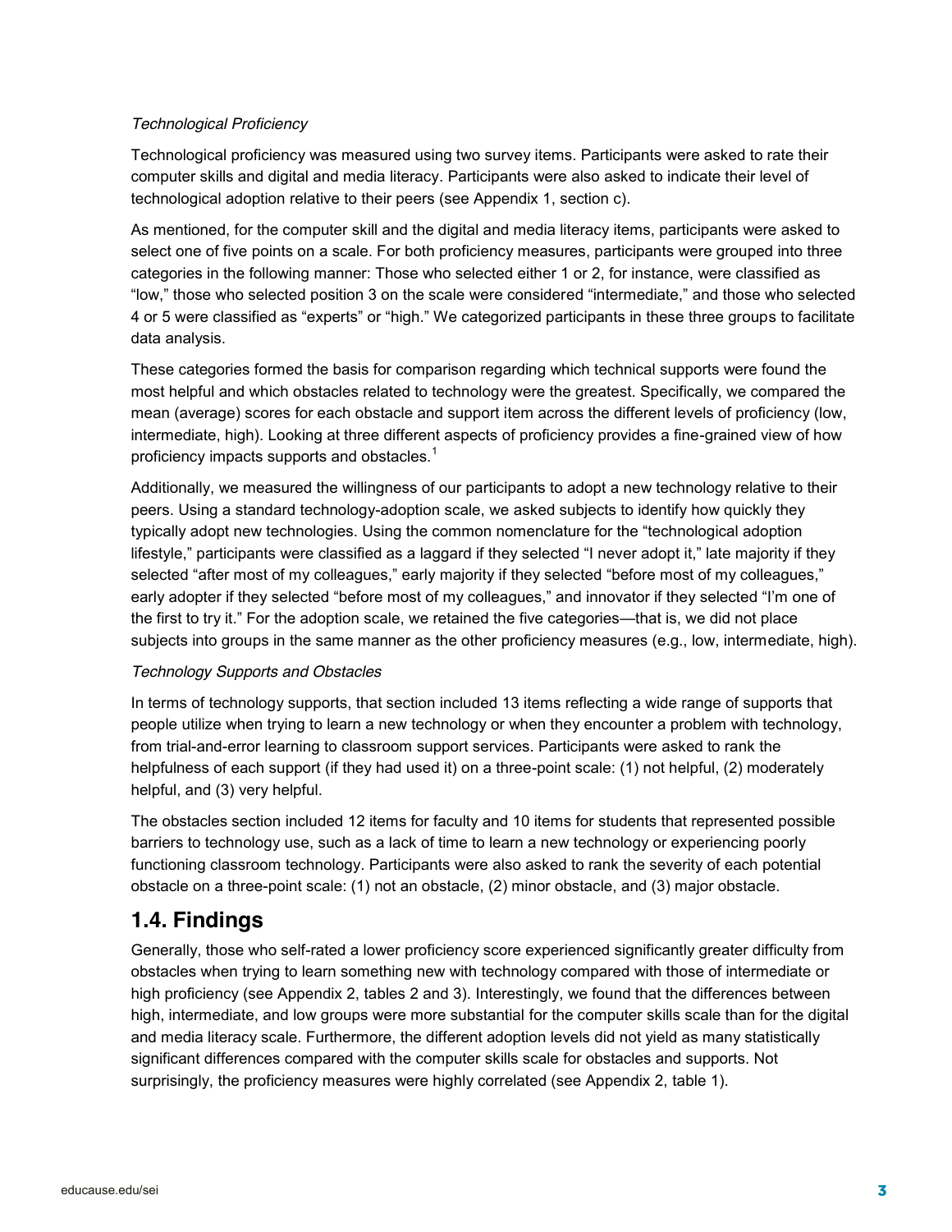*Technological Proficiency*

Technological proficiency was measured using two survey items. Participants were asked to rate their computer skills and digital and media literacy. Participants were also asked to indicate their level of technological adoption relative to their peers (see Appendix 1, section c).

As mentioned, for the computer skill and the digital and media literacy items, participants were asked to select one of five points on a scale. For both proficiency measures, participants were grouped into three categories in the following manner: Those who selected either 1 or 2, for instance, were classified as "low," those who selected position 3 on the scale were considered "intermediate," and those who selected 4 or 5 were classified as "experts" or "high." We categorized participants in these three groups to facilitate data analysis.

These categories formed the basis for comparison regarding which technical supports were found the most helpful and which obstacles related to technology were the greatest. Specifically, we compared the mean (average) scores for each obstacle and support item across the different levels of proficiency (low, intermediate, high). Looking at three different aspects of proficiency provides a fine-grained view of how proficiency impacts supports and obstacles.[1]

Additionally, we measured the willingness of our participants to adopt a new technology relative to their peers. Using a standard technology-adoption scale, we asked subjects to identify how quickly they typically adopt new technologies. Using the common nomenclature for the "technological adoption lifestyle," participants were classified as a laggard if they selected "I never adopt it," late majority if they selected "after most of my colleagues," early majority if they selected "before most of my colleagues," early adopter if they selected "before most of my colleagues," and innovator if they selected "I'm one of the first to try it." For the adoption scale, we retained the five categories—that is, we did not place subjects into groups in the same manner as the other proficiency measures (e.g., low, intermediate, high).

*Technology Supports and Obstacles*

In terms of technology supports, that section included 13 items reflecting a wide range of supports that people utilize when trying to learn a new technology or when they encounter a problem with technology, from trial-and-error learning to classroom support services. Participants were asked to rank the helpfulness of each support (if they had used it) on a three-point scale: (1) not helpful, (2) moderately helpful, and (3) very helpful.

The obstacles section included 12 items for faculty and 10 items for students that represented possible barriers to technology use, such as a lack of time to learn a new technology or experiencing poorly functioning classroom technology. Participants were also asked to rank the severity of each potential obstacle on a three-point scale: (1) not an obstacle, (2) minor obstacle, and (3) major obstacle.

## 1.4. Findings

Generally, those who self-rated a lower proficiency score experienced significantly greater difficulty from obstacles when trying to learn something new with technology compared with those of intermediate or high proficiency (see Appendix 2, tables 2 and 3). Interestingly, we found that the differences between high, intermediate, and low groups were more substantial for the computer skills scale than for the digital and media literacy scale. Furthermore, the different adoption levels did not yield as many statistically significant differences compared with the computer skills scale for obstacles and supports. Not surprisingly, the proficiency measures were highly correlated (see Appendix 2, table 1).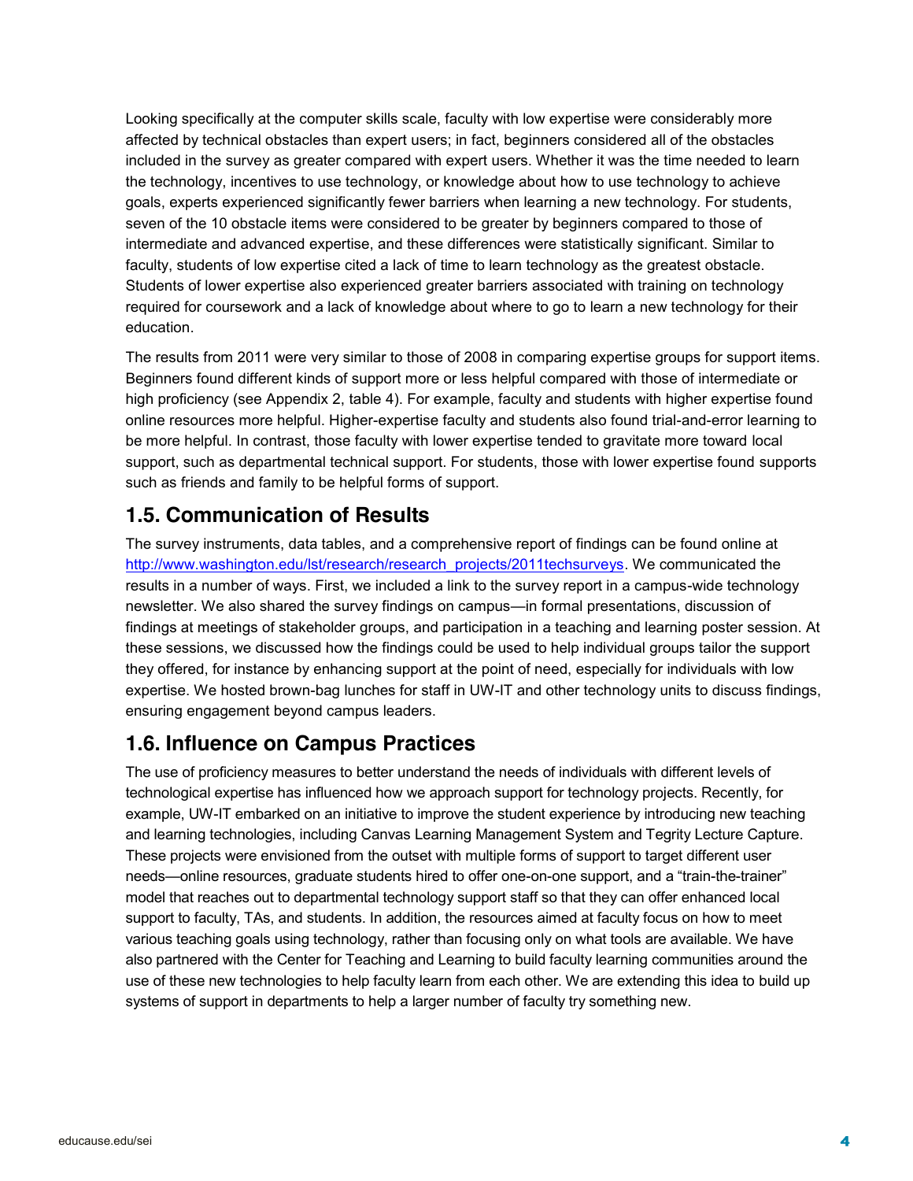Looking specifically at the computer skills scale, faculty with low expertise were considerably more affected by technical obstacles than expert users; in fact, beginners considered all of the obstacles included in the survey as greater compared with expert users. Whether it was the time needed to learn the technology, incentives to use technology, or knowledge about how to use technology to achieve goals, experts experienced significantly fewer barriers when learning a new technology. For students, seven of the 10 obstacle items were considered to be greater by beginners compared to those of intermediate and advanced expertise, and these differences were statistically significant. Similar to faculty, students of low expertise cited a lack of time to learn technology as the greatest obstacle. Students of lower expertise also experienced greater barriers associated with training on technology required for coursework and a lack of knowledge about where to go to learn a new technology for their education.

The results from 2011 were very similar to those of 2008 in comparing expertise groups for support items. Beginners found different kinds of support more or less helpful compared with those of intermediate or high proficiency (see Appendix 2, table 4). For example, faculty and students with higher expertise found online resources more helpful. Higher-expertise faculty and students also found trial-and-error learning to be more helpful. In contrast, those faculty with lower expertise tended to gravitate more toward local support, such as departmental technical support. For students, those with lower expertise found supports such as friends and family to be helpful forms of support.

## 1.5. Communication of Results

The survey instruments, data tables, and a comprehensive report of findings can be found online at [http://www.washington.edu/lst/research/research_projects/2011techsurveys](http://www.washington.edu/lst/research/research_projects/2011techsurveys). We communicated the results in a number of ways. First, we included a link to the survey report in a campus-wide technology newsletter. We also shared the survey findings on campus—in formal presentations, discussion of findings at meetings of stakeholder groups, and participation in a teaching and learning poster session. At these sessions, we discussed how the findings could be used to help individual groups tailor the support they offered, for instance by enhancing support at the point of need, especially for individuals with low expertise. We hosted brown-bag lunches for staff in UW-IT and other technology units to discuss findings, ensuring engagement beyond campus leaders.

## 1.6. Influence on Campus Practices

The use of proficiency measures to better understand the needs of individuals with different levels of technological expertise has influenced how we approach support for technology projects. Recently, for example, UW-IT embarked on an initiative to improve the student experience by introducing new teaching and learning technologies, including Canvas Learning Management System and Tegrity Lecture Capture. These projects were envisioned from the outset with multiple forms of support to target different user needs—online resources, graduate students hired to offer one-on-one support, and a "train-the-trainer" model that reaches out to departmental technology support staff so that they can offer enhanced local support to faculty, TAs, and students. In addition, the resources aimed at faculty focus on how to meet various teaching goals using technology, rather than focusing only on what tools are available. We have also partnered with the Center for Teaching and Learning to build faculty learning communities around the use of these new technologies to help faculty learn from each other. We are extending this idea to build up systems of support in departments to help a larger number of faculty try something new.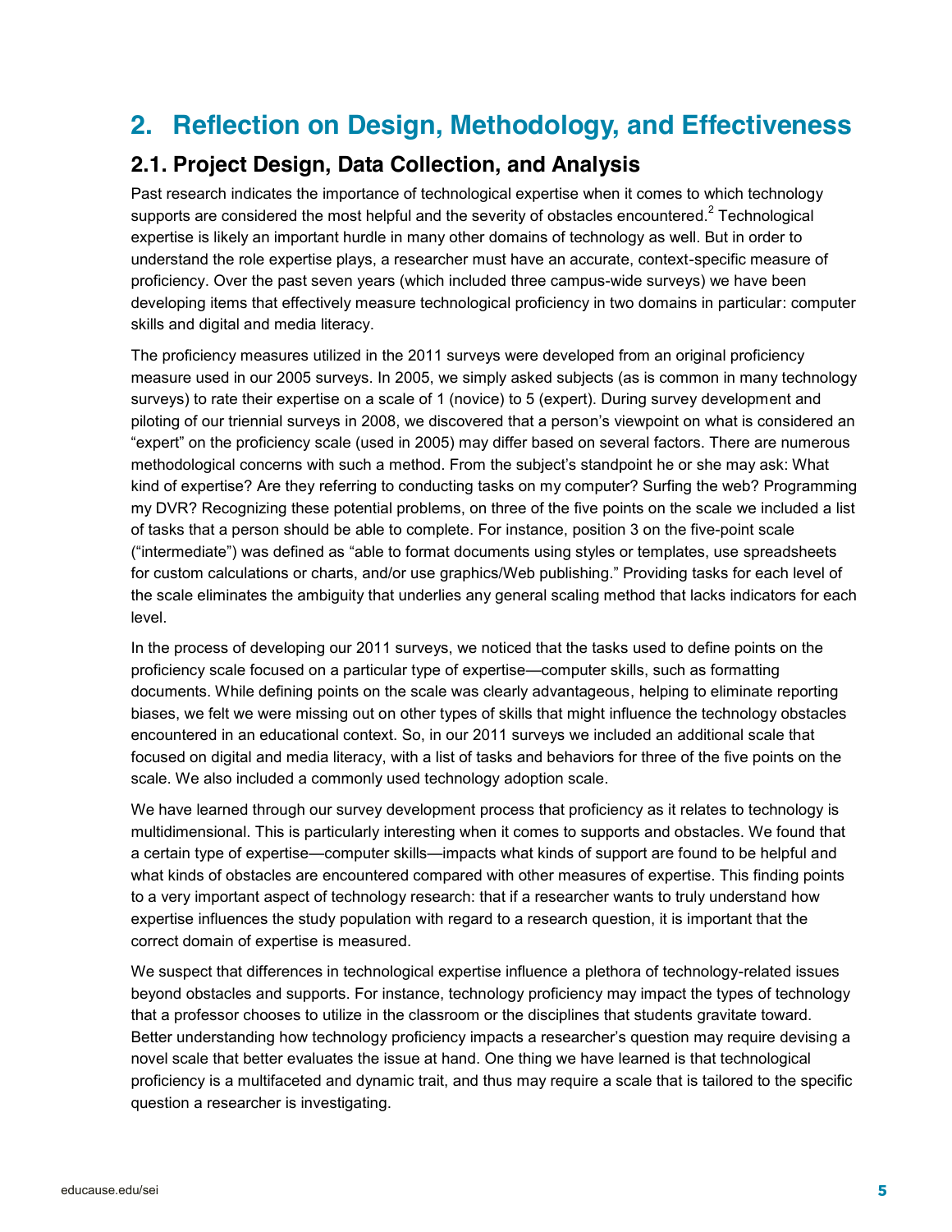# 2. Reflection on Design, Methodology, and Effectiveness

## 2.1. Project Design, Data Collection, and Analysis

Past research indicates the importance of technological expertise when it comes to which technology supports are considered the most helpful and the severity of obstacles encountered.[2] Technological expertise is likely an important hurdle in many other domains of technology as well. But in order to understand the role expertise plays, a researcher must have an accurate, context-specific measure of proficiency. Over the past seven years (which included three campus-wide surveys) we have been developing items that effectively measure technological proficiency in two domains in particular: computer skills and digital and media literacy.

The proficiency measures utilized in the 2011 surveys were developed from an original proficiency measure used in our 2005 surveys. In 2005, we simply asked subjects (as is common in many technology surveys) to rate their expertise on a scale of 1 (novice) to 5 (expert). During survey development and piloting of our triennial surveys in 2008, we discovered that a person's viewpoint on what is considered an "expert" on the proficiency scale (used in 2005) may differ based on several factors. There are numerous methodological concerns with such a method. From the subject's standpoint he or she may ask: What kind of expertise? Are they referring to conducting tasks on my computer? Surfing the web? Programming my DVR? Recognizing these potential problems, on three of the five points on the scale we included a list of tasks that a person should be able to complete. For instance, position 3 on the five-point scale ("intermediate") was defined as "able to format documents using styles or templates, use spreadsheets for custom calculations or charts, and/or use graphics/Web publishing." Providing tasks for each level of the scale eliminates the ambiguity that underlies any general scaling method that lacks indicators for each level.

In the process of developing our 2011 surveys, we noticed that the tasks used to define points on the proficiency scale focused on a particular type of expertise—computer skills, such as formatting documents. While defining points on the scale was clearly advantageous, helping to eliminate reporting biases, we felt we were missing out on other types of skills that might influence the technology obstacles encountered in an educational context. So, in our 2011 surveys we included an additional scale that focused on digital and media literacy, with a list of tasks and behaviors for three of the five points on the scale. We also included a commonly used technology adoption scale.

We have learned through our survey development process that proficiency as it relates to technology is multidimensional. This is particularly interesting when it comes to supports and obstacles. We found that a certain type of expertise—computer skills—impacts what kinds of support are found to be helpful and what kinds of obstacles are encountered compared with other measures of expertise. This finding points to a very important aspect of technology research: that if a researcher wants to truly understand how expertise influences the study population with regard to a research question, it is important that the correct domain of expertise is measured.

We suspect that differences in technological expertise influence a plethora of technology-related issues beyond obstacles and supports. For instance, technology proficiency may impact the types of technology that a professor chooses to utilize in the classroom or the disciplines that students gravitate toward. Better understanding how technology proficiency impacts a researcher's question may require devising a novel scale that better evaluates the issue at hand. One thing we have learned is that technological proficiency is a multifaceted and dynamic trait, and thus may require a scale that is tailored to the specific question a researcher is investigating.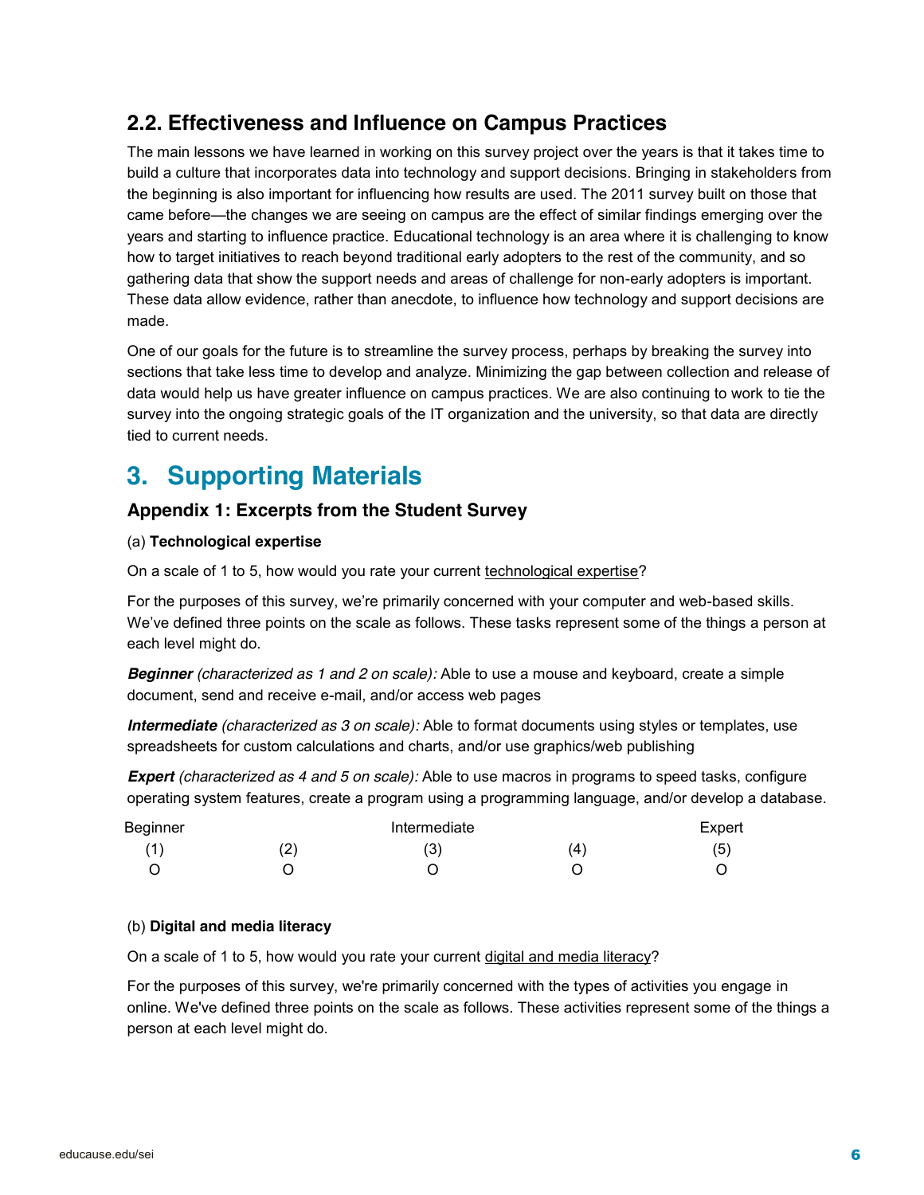## 2.2. Effectiveness and Influence on Campus Practices

The main lessons we have learned in working on this survey project over the years is that it takes time to build a culture that incorporates data into technology and support decisions. Bringing in stakeholders from the beginning is also important for influencing how results are used. The 2011 survey built on those that came before—the changes we are seeing on campus are the effect of similar findings emerging over the years and starting to influence practice. Educational technology is an area where it is challenging to know how to target initiatives to reach beyond traditional early adopters to the rest of the community, and so gathering data that show the support needs and areas of challenge for non-early adopters is important. These data allow evidence, rather than anecdote, to influence how technology and support decisions are made.

One of our goals for the future is to streamline the survey process, perhaps by breaking the survey into sections that take less time to develop and analyze. Minimizing the gap between collection and release of data would help us have greater influence on campus practices. We are also continuing to work to tie the survey into the ongoing strategic goals of the IT organization and the university, so that data are directly tied to current needs.

# 3. Supporting Materials

### Appendix 1: Excerpts from the Student Survey

(a) **Technological expertise**

On a scale of 1 to 5, how would you rate your current technological expertise?

For the purposes of this survey, we're primarily concerned with your computer and web-based skills. We've defined three points on the scale as follows. These tasks represent some of the things a person at each level might do.

***Beginner*** *(characterized as 1 and 2 on scale):* Able to use a mouse and keyboard, create a simple document, send and receive e-mail, and/or access web pages

***Intermediate*** *(characterized as 3 on scale):* Able to format documents using styles or templates, use spreadsheets for custom calculations and charts, and/or use graphics/web publishing

***Expert*** *(characterized as 4 and 5 on scale):* Able to use macros in programs to speed tasks, configure operating system features, create a program using a programming language, and/or develop a database.

| Beginner | | Intermediate | | Expert |
|---|---|---|---|---|
| (1) | (2) | (3) | (4) | (5) |
| O | O | O | O | O |

(b) **Digital and media literacy**

On a scale of 1 to 5, how would you rate your current digital and media literacy?

For the purposes of this survey, we're primarily concerned with the types of activities you engage in online. We've defined three points on the scale as follows. These activities represent some of the things a person at each level might do.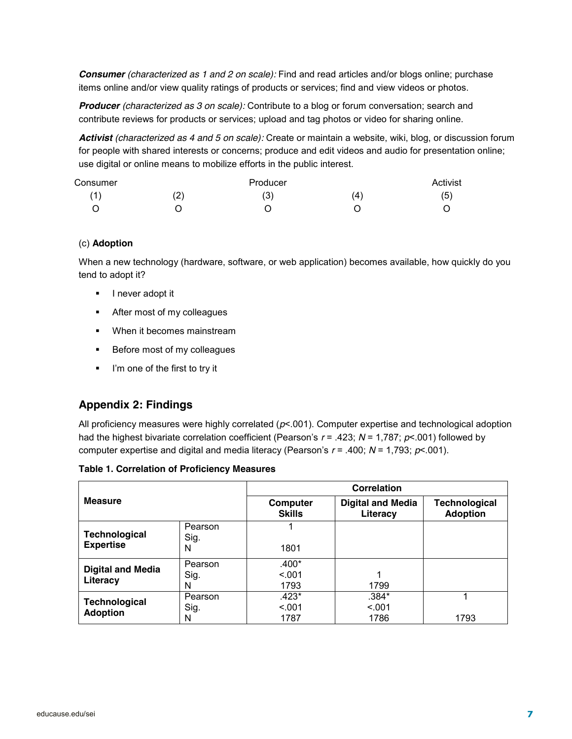***Consumer*** *(characterized as 1 and 2 on scale):* Find and read articles and/or blogs online; purchase items online and/or view quality ratings of products or services; find and view videos or photos.

***Producer*** *(characterized as 3 on scale):* Contribute to a blog or forum conversation; search and contribute reviews for products or services; upload and tag photos or video for sharing online.

***Activist*** *(characterized as 4 and 5 on scale):* Create or maintain a website, wiki, blog, or discussion forum for people with shared interests or concerns; produce and edit videos and audio for presentation online; use digital or online means to mobilize efforts in the public interest.

| Consumer | | Producer | | Activist |
|---|---|---|---|---|
| (1) | (2) | (3) | (4) | (5) |
| O | O | O | O | O |

(c) **Adoption**

When a new technology (hardware, software, or web application) becomes available, how quickly do you tend to adopt it?

- I never adopt it
- After most of my colleagues
- When it becomes mainstream
- Before most of my colleagues
- I'm one of the first to try it

## Appendix 2: Findings

All proficiency measures were highly correlated ($p<.001$). Computer expertise and technological adoption had the highest bivariate correlation coefficient (Pearson's $r = .423$; $N = 1{,}787$; $p<.001$) followed by computer expertise and digital and media literacy (Pearson's $r = .400$; $N = 1{,}793$; $p<.001$).

**Table 1. Correlation of Proficiency Measures**

| Measure | | Correlation | | |
|---|---|---|---|---|
| | | **Computer Skills** | **Digital and Media Literacy** | **Technological Adoption** |
| **Technological Expertise** | Pearson | 1 | | |
| | Sig. | | | |
| | N | 1801 | | |
| **Digital and Media Literacy** | Pearson | .400* | | |
| | Sig. | <.001 | 1 | |
| | N | 1793 | 1799 | |
| **Technological Adoption** | Pearson | .423* | .384* | 1 |
| | Sig. | <.001 | <.001 | |
| | N | 1787 | 1786 | 1793 |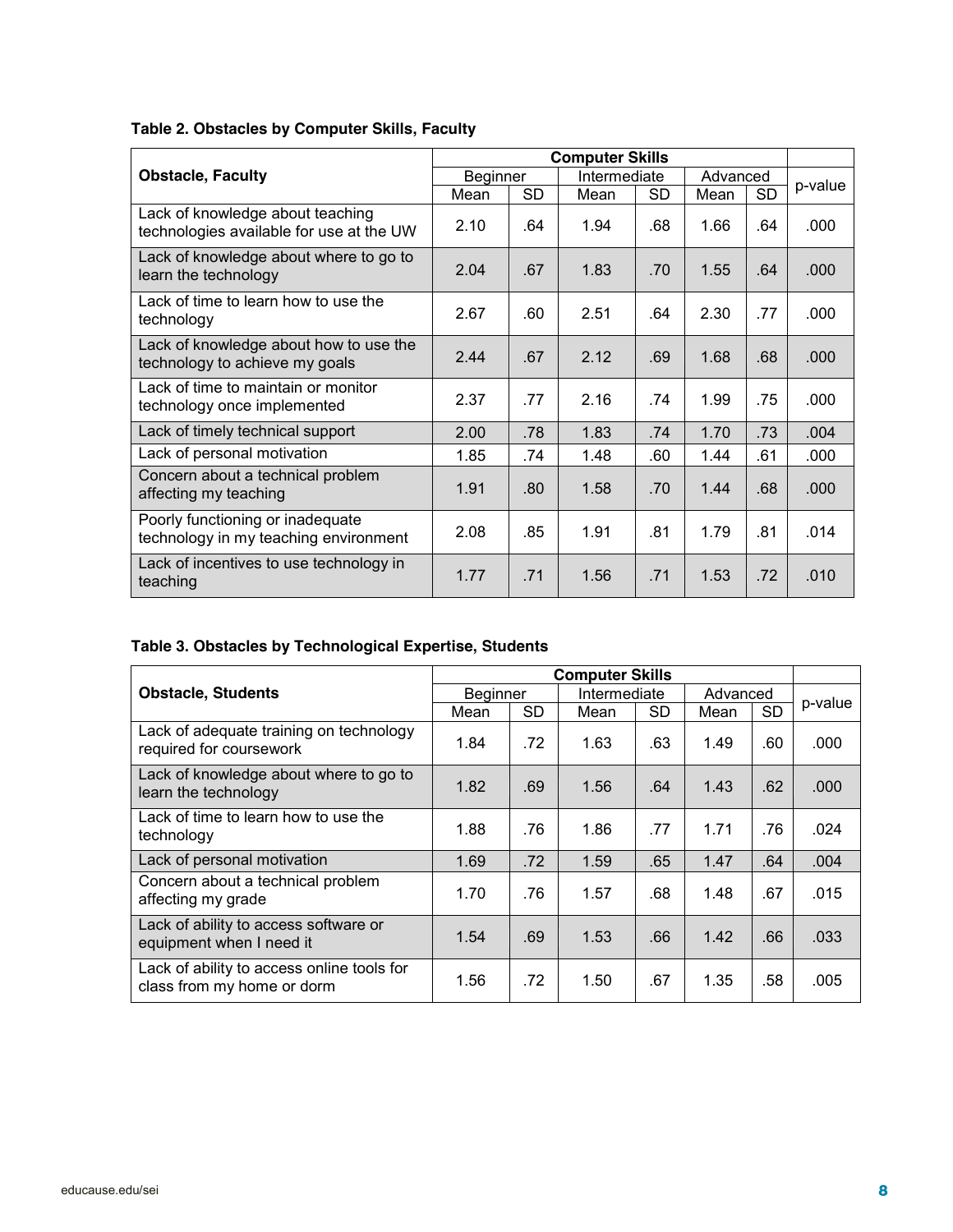**Table 2. Obstacles by Computer Skills, Faculty**

| Obstacle, Faculty | Computer Skills | | | | | | p-value |
|---|---|---|---|---|---|---|---|
| | Beginner | | Intermediate | | Advanced | | |
| | Mean | SD | Mean | SD | Mean | SD | |
| Lack of knowledge about teaching technologies available for use at the UW | 2.10 | .64 | 1.94 | .68 | 1.66 | .64 | .000 |
| Lack of knowledge about where to go to learn the technology | 2.04 | .67 | 1.83 | .70 | 1.55 | .64 | .000 |
| Lack of time to learn how to use the technology | 2.67 | .60 | 2.51 | .64 | 2.30 | .77 | .000 |
| Lack of knowledge about how to use the technology to achieve my goals | 2.44 | .67 | 2.12 | .69 | 1.68 | .68 | .000 |
| Lack of time to maintain or monitor technology once implemented | 2.37 | .77 | 2.16 | .74 | 1.99 | .75 | .000 |
| Lack of timely technical support | 2.00 | .78 | 1.83 | .74 | 1.70 | .73 | .004 |
| Lack of personal motivation | 1.85 | .74 | 1.48 | .60 | 1.44 | .61 | .000 |
| Concern about a technical problem affecting my teaching | 1.91 | .80 | 1.58 | .70 | 1.44 | .68 | .000 |
| Poorly functioning or inadequate technology in my teaching environment | 2.08 | .85 | 1.91 | .81 | 1.79 | .81 | .014 |
| Lack of incentives to use technology in teaching | 1.77 | .71 | 1.56 | .71 | 1.53 | .72 | .010 |

**Table 3. Obstacles by Technological Expertise, Students**

| Obstacle, Students | Computer Skills | | | | | | p-value |
|---|---|---|---|---|---|---|---|
| | Beginner | | Intermediate | | Advanced | | |
| | Mean | SD | Mean | SD | Mean | SD | |
| Lack of adequate training on technology required for coursework | 1.84 | .72 | 1.63 | .63 | 1.49 | .60 | .000 |
| Lack of knowledge about where to go to learn the technology | 1.82 | .69 | 1.56 | .64 | 1.43 | .62 | .000 |
| Lack of time to learn how to use the technology | 1.88 | .76 | 1.86 | .77 | 1.71 | .76 | .024 |
| Lack of personal motivation | 1.69 | .72 | 1.59 | .65 | 1.47 | .64 | .004 |
| Concern about a technical problem affecting my grade | 1.70 | .76 | 1.57 | .68 | 1.48 | .67 | .015 |
| Lack of ability to access software or equipment when I need it | 1.54 | .69 | 1.53 | .66 | 1.42 | .66 | .033 |
| Lack of ability to access online tools for class from my home or dorm | 1.56 | .72 | 1.50 | .67 | 1.35 | .58 | .005 |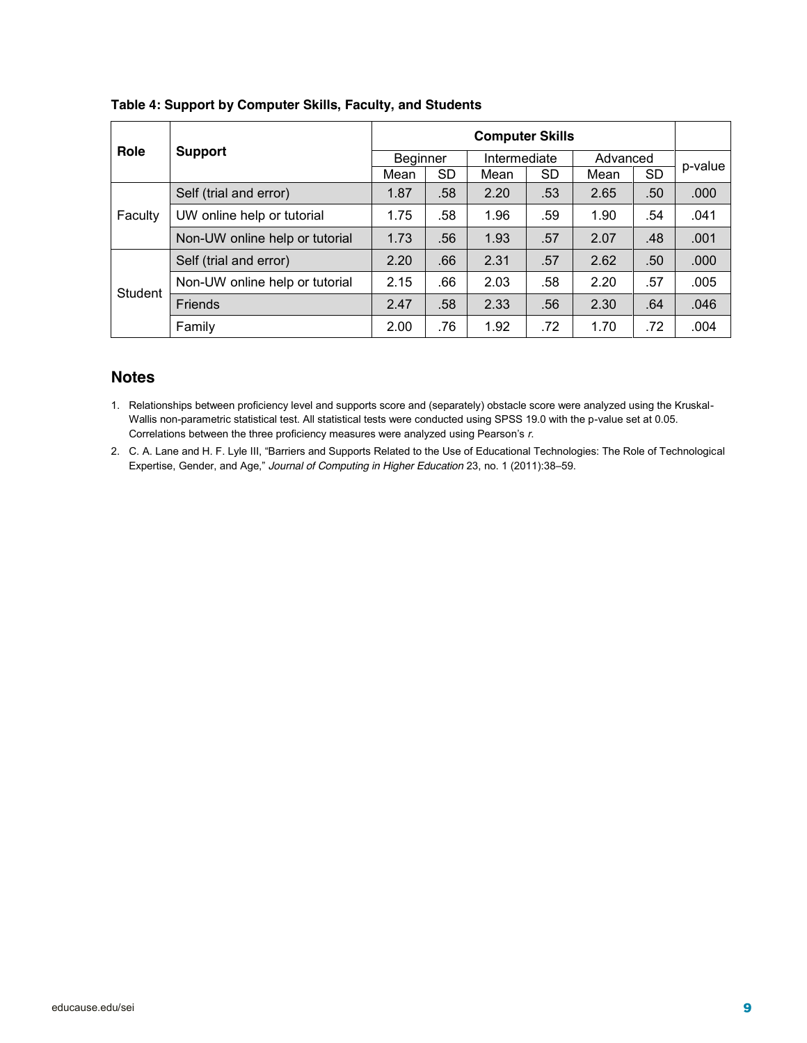**Table 4: Support by Computer Skills, Faculty, and Students**

| Role | Support | Computer Skills | | | | | | p-value |
|---|---|---|---|---|---|---|---|---|
| | | Beginner | | Intermediate | | Advanced | | |
| | | Mean | SD | Mean | SD | Mean | SD | |
| Faculty | Self (trial and error) | 1.87 | .58 | 2.20 | .53 | 2.65 | .50 | .000 |
| | UW online help or tutorial | 1.75 | .58 | 1.96 | .59 | 1.90 | .54 | .041 |
| | Non-UW online help or tutorial | 1.73 | .56 | 1.93 | .57 | 2.07 | .48 | .001 |
| Student | Self (trial and error) | 2.20 | .66 | 2.31 | .57 | 2.62 | .50 | .000 |
| | Non-UW online help or tutorial | 2.15 | .66 | 2.03 | .58 | 2.20 | .57 | .005 |
| | Friends | 2.47 | .58 | 2.33 | .56 | 2.30 | .64 | .046 |
| | Family | 2.00 | .76 | 1.92 | .72 | 1.70 | .72 | .004 |

## Notes

1. Relationships between proficiency level and supports score and (separately) obstacle score were analyzed using the Kruskal-Wallis non-parametric statistical test. All statistical tests were conducted using SPSS 19.0 with the p-value set at 0.05. Correlations between the three proficiency measures were analyzed using Pearson's $r$.
2. C. A. Lane and H. F. Lyle III, "Barriers and Supports Related to the Use of Educational Technologies: The Role of Technological Expertise, Gender, and Age," *Journal of Computing in Higher Education* 23, no. 1 (2011):38–59.